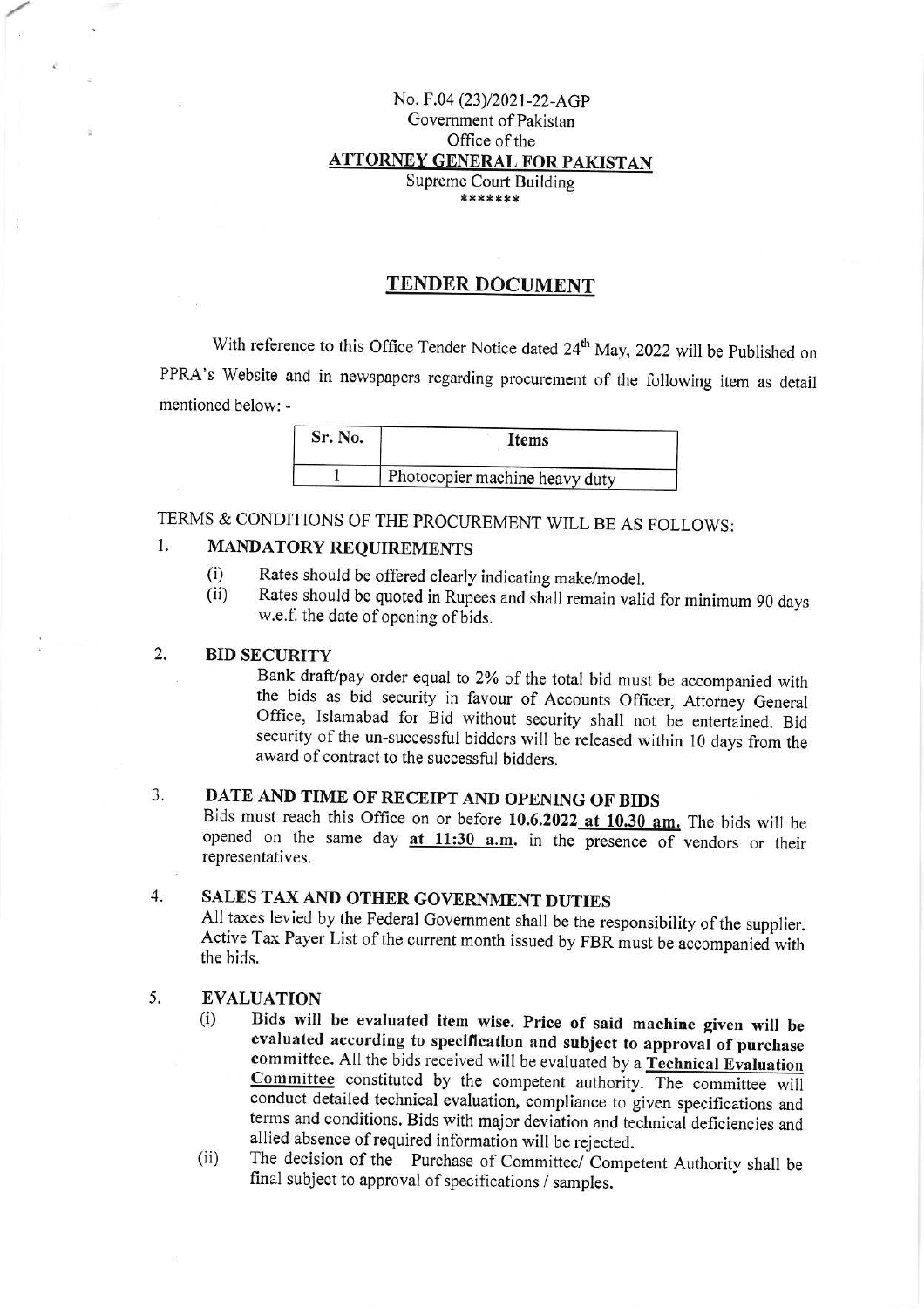No. F.04 (23)/2021-22-AGP
Government of Pakistan
Office of the
**ATTORNEY GENERAL FOR PAKISTAN**
Supreme Court Building
*******

# TENDER DOCUMENT

With reference to this Office Tender Notice dated 24th May, 2022 will be Published on PPRA's Website and in newspapers regarding procurement of the following item as detail mentioned below: -

| Sr. No. | Items |
|---|---|
| 1 | Photocopier machine heavy duty |

TERMS & CONDITIONS OF THE PROCUREMENT WILL BE AS FOLLOWS:

1. **MANDATORY REQUIREMENTS**
   (i) Rates should be offered clearly indicating make/model.
   (ii) Rates should be quoted in Rupees and shall remain valid for minimum 90 days w.e.f. the date of opening of bids.

2. **BID SECURITY**
   Bank draft/pay order equal to 2% of the total bid must be accompanied with the bids as bid security in favour of Accounts Officer, Attorney General Office, Islamabad for Bid without security shall not be entertained. Bid security of the un-successful bidders will be released within 10 days from the award of contract to the successful bidders.

3. **DATE AND TIME OF RECEIPT AND OPENING OF BIDS**
   Bids must reach this Office on or before **10.6.2022 at 10.30 am.** The bids will be opened on the same day **at 11:30 a.m.** in the presence of vendors or their representatives.

4. **SALES TAX AND OTHER GOVERNMENT DUTIES**
   All taxes levied by the Federal Government shall be the responsibility of the supplier. Active Tax Payer List of the current month issued by FBR must be accompanied with the bids.

5. **EVALUATION**
   (i) **Bids will be evaluated item wise. Price of said machine given will be evaluated according to specification and subject to approval of purchase committee.** All the bids received will be evaluated by a **Technical Evaluation Committee** constituted by the competent authority. The committee will conduct detailed technical evaluation, compliance to given specifications and terms and conditions. Bids with major deviation and technical deficiencies and allied absence of required information will be rejected.
   (ii) The decision of the Purchase of Committee/ Competent Authority shall be final subject to approval of specifications / samples.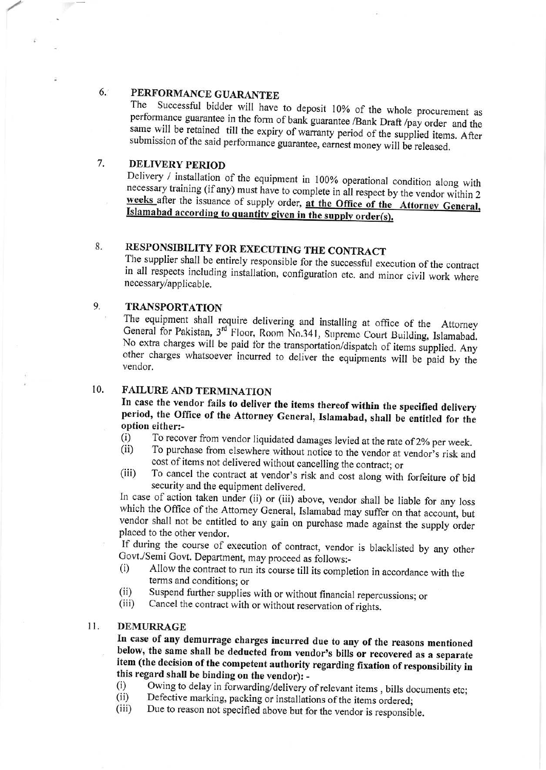## 6. PERFORMANCE GUARANTEE

The Successful bidder will have to deposit 10% of the whole procurement as performance guarantee in the form of bank guarantee /Bank Draft /pay order and the same will be retained till the expiry of warranty period of the supplied items. After submission of the said performance guarantee, earnest money will be released.

## 7. DELIVERY PERIOD

Delivery / installation of the equipment in 100% operational condition along with necessary training (if any) must have to complete in all respect by the vendor within 2 weeks after the issuance of supply order, **at the Office of the Attorney General, Islamabad according to quantity given in the supply order(s).**

## 8. RESPONSIBILITY FOR EXECUTING THE CONTRACT

The supplier shall be entirely responsible for the successful execution of the contract in all respects including installation, configuration etc. and minor civil work where necessary/applicable.

## 9. TRANSPORTATION

The equipment shall require delivering and installing at office of the Attorney General for Pakistan, 3rd Floor, Room No.341, Supreme Court Building, Islamabad. No extra charges will be paid for the transportation/dispatch of items supplied. Any other charges whatsoever incurred to deliver the equipments will be paid by the vendor.

## 10. FAILURE AND TERMINATION

**In case the vendor fails to deliver the items thereof within the specified delivery period, the Office of the Attorney General, Islamabad, shall be entitled for the option either:-**

(i) To recover from vendor liquidated damages levied at the rate of 2% per week.
(ii) To purchase from elsewhere without notice to the vendor at vendor's risk and cost of items not delivered without cancelling the contract; or
(iii) To cancel the contract at vendor's risk and cost along with forfeiture of bid security and the equipment delivered.

In case of action taken under (ii) or (iii) above, vendor shall be liable for any loss which the Office of the Attorney General, Islamabad may suffer on that account, but vendor shall not be entitled to any gain on purchase made against the supply order placed to the other vendor.

If during the course of execution of contract, vendor is blacklisted by any other Govt./Semi Govt. Department, may proceed as follows:-

(i) Allow the contract to run its course till its completion in accordance with the terms and conditions; or
(ii) Suspend further supplies with or without financial repercussions; or
(iii) Cancel the contract with or without reservation of rights.

## 11. DEMURRAGE

**In case of any demurrage charges incurred due to any of the reasons mentioned below, the same shall be deducted from vendor's bills or recovered as a separate item (the decision of the competent authority regarding fixation of responsibility in this regard shall be binding on the vendor): -**

(i) Owing to delay in forwarding/delivery of relevant items , bills documents etc;
(ii) Defective marking, packing or installations of the items ordered;
(iii) Due to reason not specified above but for the vendor is responsible.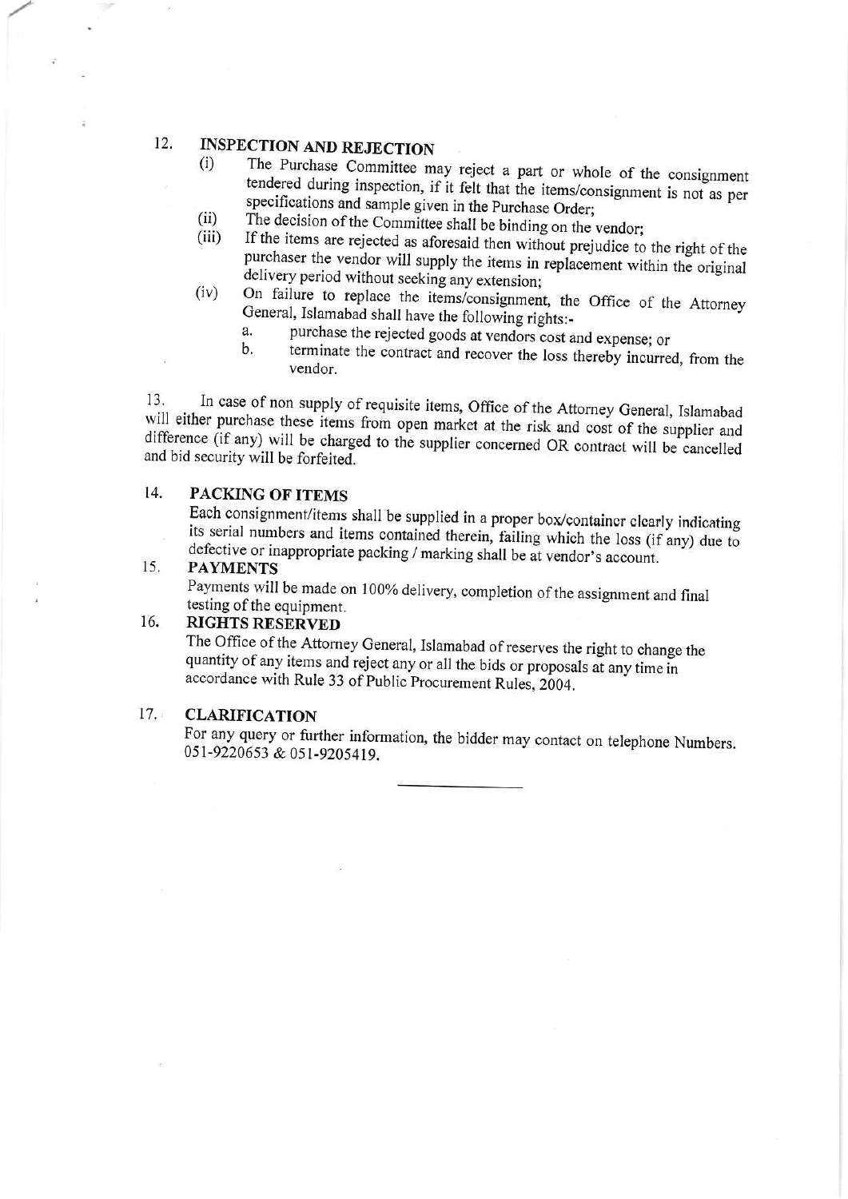12. **INSPECTION AND REJECTION**
    (i) The Purchase Committee may reject a part or whole of the consignment tendered during inspection, if it felt that the items/consignment is not as per specifications and sample given in the Purchase Order;
    (ii) The decision of the Committee shall be binding on the vendor;
    (iii) If the items are rejected as aforesaid then without prejudice to the right of the purchaser the vendor will supply the items in replacement within the original delivery period without seeking any extension;
    (iv) On failure to replace the items/consignment, the Office of the Attorney General, Islamabad shall have the following rights:-
        a. purchase the rejected goods at vendors cost and expense; or
        b. terminate the contract and recover the loss thereby incurred, from the vendor.

13. In case of non supply of requisite items, Office of the Attorney General, Islamabad will either purchase these items from open market at the risk and cost of the supplier and difference (if any) will be charged to the supplier concerned OR contract will be cancelled and bid security will be forfeited.

14. **PACKING OF ITEMS**
    Each consignment/items shall be supplied in a proper box/container clearly indicating its serial numbers and items contained therein, failing which the loss (if any) due to defective or inappropriate packing / marking shall be at vendor's account.

15. **PAYMENTS**
    Payments will be made on 100% delivery, completion of the assignment and final testing of the equipment.

16. **RIGHTS RESERVED**
    The Office of the Attorney General, Islamabad of reserves the right to change the quantity of any items and reject any or all the bids or proposals at any time in accordance with Rule 33 of Public Procurement Rules, 2004.

17. **CLARIFICATION**
    For any query or further information, the bidder may contact on telephone Numbers. 051-9220653 & 051-9205419.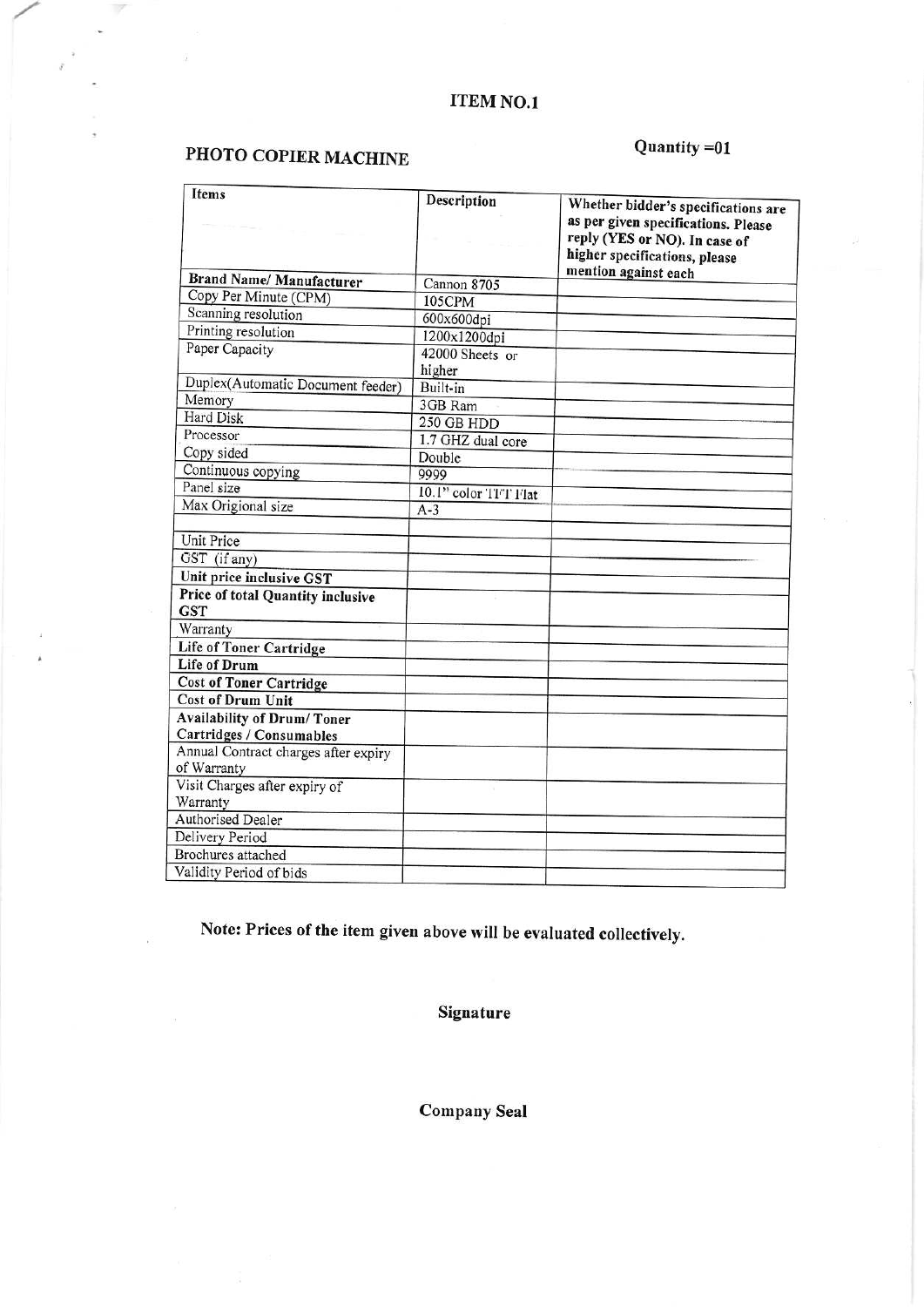### ITEM NO.1

## PHOTO COPIER MACHINE

**Quantity =01**

| Items | Description | Whether bidder's specifications are as per given specifications. Please reply (YES or NO). In case of higher specifications, please mention against each |
|---|---|---|
| **Brand Name/ Manufacturer** | Cannon 8705 | |
| Copy Per Minute (CPM) | 105CPM | |
| Scanning resolution | 600x600dpi | |
| Printing resolution | 1200x1200dpi | |
| Paper Capacity | 42000 Sheets or higher | |
| Duplex(Automatic Document feeder) | Built-in | |
| Memory | 3GB Ram | |
| Hard Disk | 250 GB HDD | |
| Processor | 1.7 GHZ dual core | |
| Copy sided | Double | |
| Continuous copying | 9999 | |
| Panel size | 10.1" color TFT Flat | |
| Max Origional size | A-3 | |
| | | |
| Unit Price | | |
| GST (if any) | | |
| **Unit price inclusive GST** | | |
| **Price of total Quantity inclusive GST** | | |
| Warranty | | |
| **Life of Toner Cartridge** | | |
| **Life of Drum** | | |
| **Cost of Toner Cartridge** | | |
| **Cost of Drum Unit** | | |
| **Availability of Drum/ Toner Cartridges / Consumables** | | |
| Annual Contract charges after expiry of Warranty | | |
| Visit Charges after expiry of Warranty | | |
| Authorised Dealer | | |
| Delivery Period | | |
| Brochures attached | | |
| Validity Period of bids | | |

**Note: Prices of the item given above will be evaluated collectively.**

**Signature**

**Company Seal**